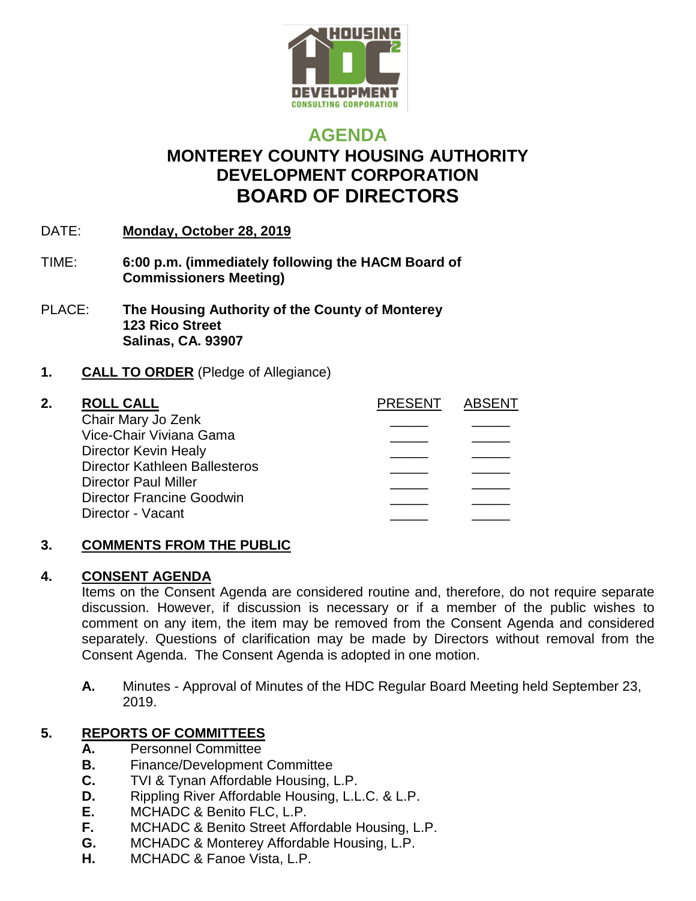# AGENDA

## MONTEREY COUNTY HOUSING AUTHORITY DEVELOPMENT CORPORATION

## BOARD OF DIRECTORS

DATE: **Monday, October 28, 2019**

TIME: **6:00 p.m. (immediately following the HACM Board of Commissioners Meeting)**

PLACE: **The Housing Authority of the County of Monterey**
**123 Rico Street**
**Salinas, CA. 93907**

**1. CALL TO ORDER** (Pledge of Allegiance)

**2. ROLL CALL**

| | PRESENT | ABSENT |
|---|---|---|
| Chair Mary Jo Zenk | _____ | _____ |
| Vice-Chair Viviana Gama | _____ | _____ |
| Director Kevin Healy | _____ | _____ |
| Director Kathleen Ballesteros | _____ | _____ |
| Director Paul Miller | _____ | _____ |
| Director Francine Goodwin | _____ | _____ |
| Director - Vacant | _____ | _____ |

**3. COMMENTS FROM THE PUBLIC**

**4. CONSENT AGENDA**

Items on the Consent Agenda are considered routine and, therefore, do not require separate discussion. However, if discussion is necessary or if a member of the public wishes to comment on any item, the item may be removed from the Consent Agenda and considered separately. Questions of clarification may be made by Directors without removal from the Consent Agenda. The Consent Agenda is adopted in one motion.

**A.** Minutes - Approval of Minutes of the HDC Regular Board Meeting held September 23, 2019.

**5. REPORTS OF COMMITTEES**

**A.** Personnel Committee
**B.** Finance/Development Committee
**C.** TVI & Tynan Affordable Housing, L.P.
**D.** Rippling River Affordable Housing, L.L.C. & L.P.
**E.** MCHADC & Benito FLC, L.P.
**F.** MCHADC & Benito Street Affordable Housing, L.P.
**G.** MCHADC & Monterey Affordable Housing, L.P.
**H.** MCHADC & Fanoe Vista, L.P.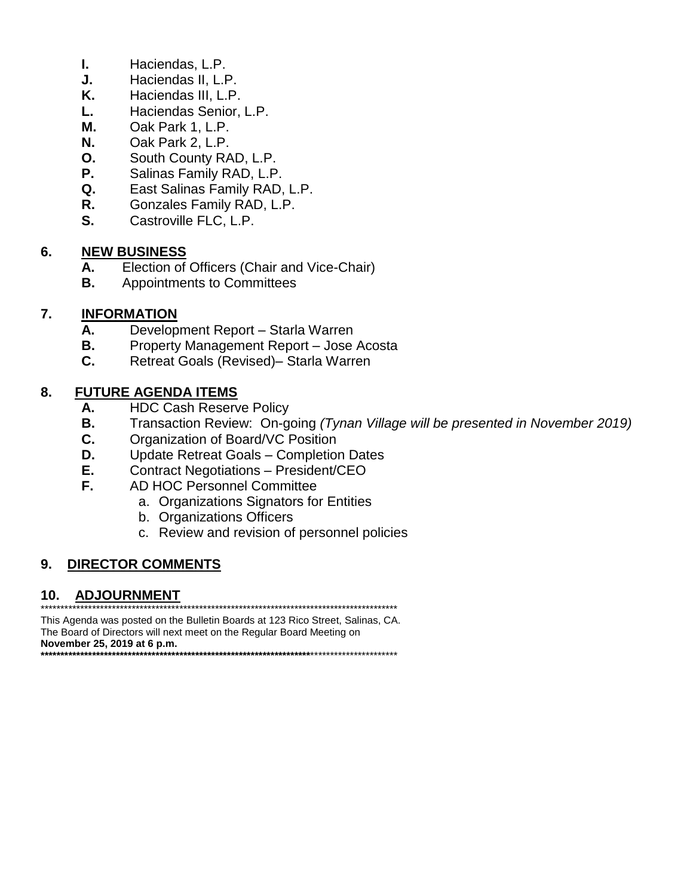- **I.** Haciendas, L.P.
- **J.** Haciendas II, L.P.
- **K.** Haciendas III, L.P.
- **L.** Haciendas Senior, L.P.
- **M.** Oak Park 1, L.P.
- **N.** Oak Park 2, L.P.
- **O.** South County RAD, L.P.
- **P.** Salinas Family RAD, L.P.
- **Q.** East Salinas Family RAD, L.P.
- **R.** Gonzales Family RAD, L.P.
- **S.** Castroville FLC, L.P.

## 6. NEW BUSINESS

- **A.** Election of Officers (Chair and Vice-Chair)
- **B.** Appointments to Committees

## 7. INFORMATION

- **A.** Development Report – Starla Warren
- **B.** Property Management Report – Jose Acosta
- **C.** Retreat Goals (Revised)– Starla Warren

## 8. FUTURE AGENDA ITEMS

- **A.** HDC Cash Reserve Policy
- **B.** Transaction Review: On-going *(Tynan Village will be presented in November 2019)*
- **C.** Organization of Board/VC Position
- **D.** Update Retreat Goals – Completion Dates
- **E.** Contract Negotiations – President/CEO
- **F.** AD HOC Personnel Committee
  - a. Organizations Signators for Entities
  - b. Organizations Officers
  - c. Review and revision of personnel policies

## 9. DIRECTOR COMMENTS

## 10. ADJOURNMENT

******************************************************************************************

This Agenda was posted on the Bulletin Boards at 123 Rico Street, Salinas, CA.
The Board of Directors will next meet on the Regular Board Meeting on
**November 25, 2019 at 6 p.m.**

******************************************************************************************